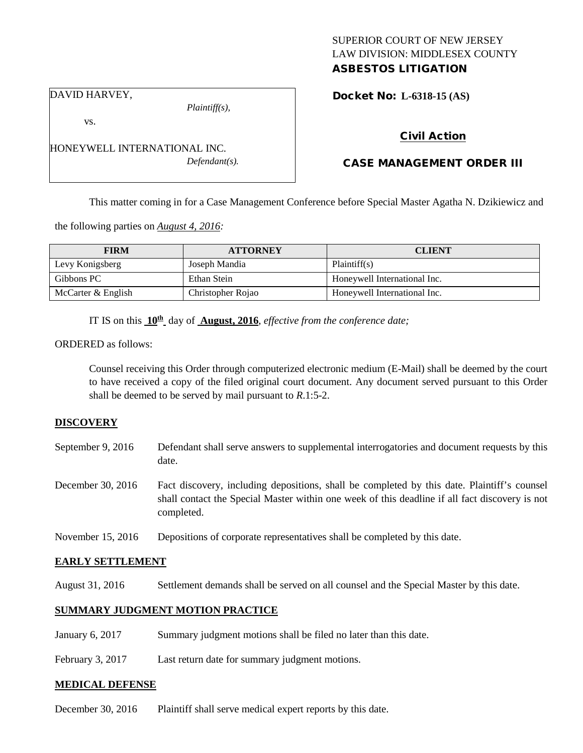SUPERIOR COURT OF NEW JERSEY
LAW DIVISION: MIDDLESEX COUNTY
**ASBESTOS LITIGATION**

DAVID HARVEY,
*Plaintiff(s),*
vs.
HONEYWELL INTERNATIONAL INC.
*Defendant(s).*

**Docket No: L-6318-15 (AS)**

**Civil Action**

**CASE MANAGEMENT ORDER III**

This matter coming in for a Case Management Conference before Special Master Agatha N. Dzikiewicz and the following parties on *August 4, 2016:*

| FIRM | ATTORNEY | CLIENT |
|---|---|---|
| Levy Konigsberg | Joseph Mandia | Plaintiff(s) |
| Gibbons PC | Ethan Stein | Honeywell International Inc. |
| McCarter & English | Christopher Rojao | Honeywell International Inc. |

IT IS on this **10th** day of **August, 2016**, *effective from the conference date;*

ORDERED as follows:

Counsel receiving this Order through computerized electronic medium (E-Mail) shall be deemed by the court to have received a copy of the filed original court document. Any document served pursuant to this Order shall be deemed to be served by mail pursuant to *R*.1:5-2.

## DISCOVERY

September 9, 2016 — Defendant shall serve answers to supplemental interrogatories and document requests by this date.

December 30, 2016 — Fact discovery, including depositions, shall be completed by this date. Plaintiff's counsel shall contact the Special Master within one week of this deadline if all fact discovery is not completed.

November 15, 2016 — Depositions of corporate representatives shall be completed by this date.

## EARLY SETTLEMENT

August 31, 2016 — Settlement demands shall be served on all counsel and the Special Master by this date.

## SUMMARY JUDGMENT MOTION PRACTICE

January 6, 2017 — Summary judgment motions shall be filed no later than this date.

February 3, 2017 — Last return date for summary judgment motions.

## MEDICAL DEFENSE

December 30, 2016 — Plaintiff shall serve medical expert reports by this date.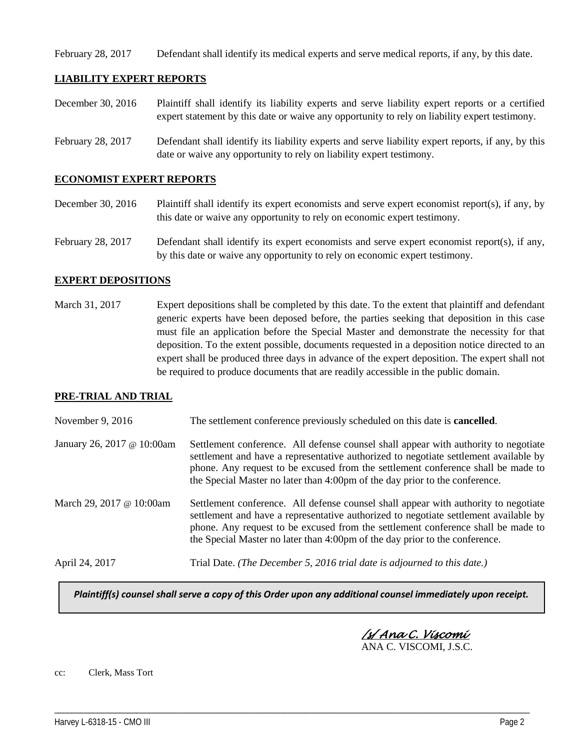| | |
|---|---|
| February 28, 2017 | Defendant shall identify its medical experts and serve medical reports, if any, by this date. |

## **LIABILITY EXPERT REPORTS**

| | |
|---|---|
| December 30, 2016 | Plaintiff shall identify its liability experts and serve liability expert reports or a certified expert statement by this date or waive any opportunity to rely on liability expert testimony. |
| February 28, 2017 | Defendant shall identify its liability experts and serve liability expert reports, if any, by this date or waive any opportunity to rely on liability expert testimony. |

## **ECONOMIST EXPERT REPORTS**

| | |
|---|---|
| December 30, 2016 | Plaintiff shall identify its expert economists and serve expert economist report(s), if any, by this date or waive any opportunity to rely on economic expert testimony. |
| February 28, 2017 | Defendant shall identify its expert economists and serve expert economist report(s), if any, by this date or waive any opportunity to rely on economic expert testimony. |

## **EXPERT DEPOSITIONS**

| | |
|---|---|
| March 31, 2017 | Expert depositions shall be completed by this date. To the extent that plaintiff and defendant generic experts have been deposed before, the parties seeking that deposition in this case must file an application before the Special Master and demonstrate the necessity for that deposition. To the extent possible, documents requested in a deposition notice directed to an expert shall be produced three days in advance of the expert deposition. The expert shall not be required to produce documents that are readily accessible in the public domain. |

## **PRE-TRIAL AND TRIAL**

| | |
|---|---|
| November 9, 2016 | The settlement conference previously scheduled on this date is **cancelled**. |
| January 26, 2017 @ 10:00am | Settlement conference. All defense counsel shall appear with authority to negotiate settlement and have a representative authorized to negotiate settlement available by phone. Any request to be excused from the settlement conference shall be made to the Special Master no later than 4:00pm of the day prior to the conference. |
| March 29, 2017 @ 10:00am | Settlement conference. All defense counsel shall appear with authority to negotiate settlement and have a representative authorized to negotiate settlement available by phone. Any request to be excused from the settlement conference shall be made to the Special Master no later than 4:00pm of the day prior to the conference. |
| April 24, 2017 | Trial Date. *(The December 5, 2016 trial date is adjourned to this date.)* |

***Plaintiff(s) counsel shall serve a copy of this Order upon any additional counsel immediately upon receipt.***

*/s/ Ana C. Viscomi*
ANA C. VISCOMI, J.S.C.

cc: Clerk, Mass Tort

Harvey L-6318-15 - CMO III